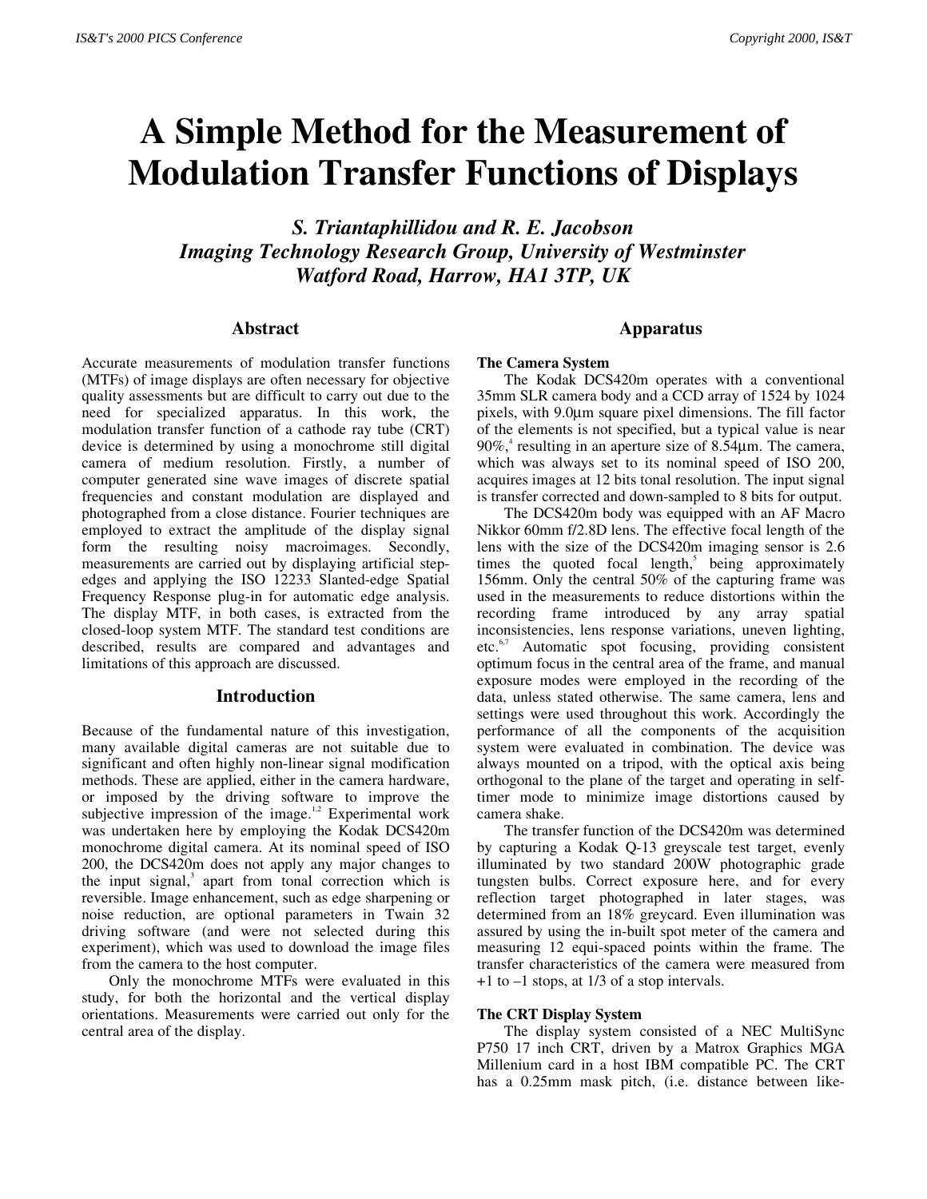# A Simple Method for the Measurement of Modulation Transfer Functions of Displays

***S. Triantaphillidou and R. E. Jacobson***
***Imaging Technology Research Group, University of Westminster***
***Watford Road, Harrow, HA1 3TP, UK***

## Abstract

Accurate measurements of modulation transfer functions (MTFs) of image displays are often necessary for objective quality assessments but are difficult to carry out due to the need for specialized apparatus. In this work, the modulation transfer function of a cathode ray tube (CRT) device is determined by using a monochrome still digital camera of medium resolution. Firstly, a number of computer generated sine wave images of discrete spatial frequencies and constant modulation are displayed and photographed from a close distance. Fourier techniques are employed to extract the amplitude of the display signal form the resulting noisy macroimages. Secondly, measurements are carried out by displaying artificial step-edges and applying the ISO 12233 Slanted-edge Spatial Frequency Response plug-in for automatic edge analysis. The display MTF, in both cases, is extracted from the closed-loop system MTF. The standard test conditions are described, results are compared and advantages and limitations of this approach are discussed.

## Introduction

Because of the fundamental nature of this investigation, many available digital cameras are not suitable due to significant and often highly non-linear signal modification methods. These are applied, either in the camera hardware, or imposed by the driving software to improve the subjective impression of the image.[1,2] Experimental work was undertaken here by employing the Kodak DCS420m monochrome digital camera. At its nominal speed of ISO 200, the DCS420m does not apply any major changes to the input signal,[3] apart from tonal correction which is reversible. Image enhancement, such as edge sharpening or noise reduction, are optional parameters in Twain 32 driving software (and were not selected during this experiment), which was used to download the image files from the camera to the host computer.

Only the monochrome MTFs were evaluated in this study, for both the horizontal and the vertical display orientations. Measurements were carried out only for the central area of the display.

## Apparatus

### The Camera System

The Kodak DCS420m operates with a conventional 35mm SLR camera body and a CCD array of 1524 by 1024 pixels, with 9.0µm square pixel dimensions. The fill factor of the elements is not specified, but a typical value is near 90%,[4] resulting in an aperture size of 8.54µm. The camera, which was always set to its nominal speed of ISO 200, acquires images at 12 bits tonal resolution. The input signal is transfer corrected and down-sampled to 8 bits for output.

The DCS420m body was equipped with an AF Macro Nikkor 60mm f/2.8D lens. The effective focal length of the lens with the size of the DCS420m imaging sensor is 2.6 times the quoted focal length,[5] being approximately 156mm. Only the central 50% of the capturing frame was used in the measurements to reduce distortions within the recording frame introduced by any array spatial inconsistencies, lens response variations, uneven lighting, etc.[6,7] Automatic spot focusing, providing consistent optimum focus in the central area of the frame, and manual exposure modes were employed in the recording of the data, unless stated otherwise. The same camera, lens and settings were used throughout this work. Accordingly the performance of all the components of the acquisition system were evaluated in combination. The device was always mounted on a tripod, with the optical axis being orthogonal to the plane of the target and operating in self-timer mode to minimize image distortions caused by camera shake.

The transfer function of the DCS420m was determined by capturing a Kodak Q-13 greyscale test target, evenly illuminated by two standard 200W photographic grade tungsten bulbs. Correct exposure here, and for every reflection target photographed in later stages, was determined from an 18% greycard. Even illumination was assured by using the in-built spot meter of the camera and measuring 12 equi-spaced points within the frame. The transfer characteristics of the camera were measured from +1 to –1 stops, at 1/3 of a stop intervals.

### The CRT Display System

The display system consisted of a NEC MultiSync P750 17 inch CRT, driven by a Matrox Graphics MGA Millenium card in a host IBM compatible PC. The CRT has a 0.25mm mask pitch, (i.e. distance between like-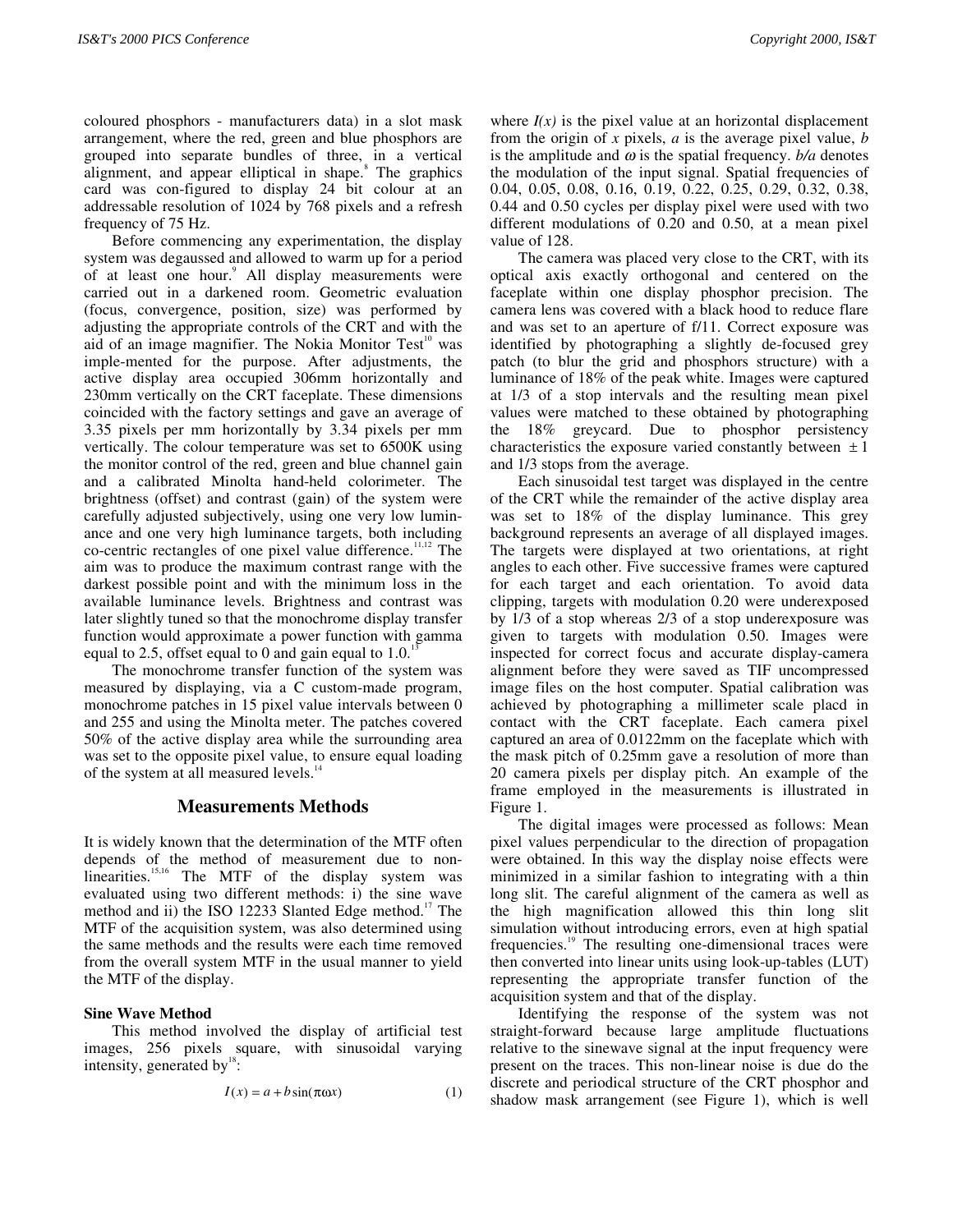coloured phosphors - manufacturers data) in a slot mask arrangement, where the red, green and blue phosphors are grouped into separate bundles of three, in a vertical alignment, and appear elliptical in shape.[8] The graphics card was con-figured to display 24 bit colour at an addressable resolution of 1024 by 768 pixels and a refresh frequency of 75 Hz.

Before commencing any experimentation, the display system was degaussed and allowed to warm up for a period of at least one hour.[9] All display measurements were carried out in a darkened room. Geometric evaluation (focus, convergence, position, size) was performed by adjusting the appropriate controls of the CRT and with the aid of an image magnifier. The Nokia Monitor Test[10] was imple-mented for the purpose. After adjustments, the active display area occupied 306mm horizontally and 230mm vertically on the CRT faceplate. These dimensions coincided with the factory settings and gave an average of 3.35 pixels per mm horizontally by 3.34 pixels per mm vertically. The colour temperature was set to 6500K using the monitor control of the red, green and blue channel gain and a calibrated Minolta hand-held colorimeter. The brightness (offset) and contrast (gain) of the system were carefully adjusted subjectively, using one very low lumin-ance and one very high luminance targets, both including co-centric rectangles of one pixel value difference.[11,12] The aim was to produce the maximum contrast range with the darkest possible point and with the minimum loss in the available luminance levels. Brightness and contrast was later slightly tuned so that the monochrome display transfer function would approximate a power function with gamma equal to 2.5, offset equal to 0 and gain equal to 1.0.[13]

The monochrome transfer function of the system was measured by displaying, via a C custom-made program, monochrome patches in 15 pixel value intervals between 0 and 255 and using the Minolta meter. The patches covered 50% of the active display area while the surrounding area was set to the opposite pixel value, to ensure equal loading of the system at all measured levels.[14]

## Measurements Methods

It is widely known that the determination of the MTF often depends of the method of measurement due to non-linearities.[15,16] The MTF of the display system was evaluated using two different methods: i) the sine wave method and ii) the ISO 12233 Slanted Edge method.[17] The MTF of the acquisition system, was also determined using the same methods and the results were each time removed from the overall system MTF in the usual manner to yield the MTF of the display.

### Sine Wave Method

This method involved the display of artificial test images, 256 pixels square, with sinusoidal varying intensity, generated by[18]:

$$I(x) = a + b\sin(\pi\omega x) \tag{1}$$

where $I(x)$ is the pixel value at an horizontal displacement from the origin of $x$ pixels, $a$ is the average pixel value, $b$ is the amplitude and $\omega$ is the spatial frequency. $b/a$ denotes the modulation of the input signal. Spatial frequencies of 0.04, 0.05, 0.08, 0.16, 0.19, 0.22, 0.25, 0.29, 0.32, 0.38, 0.44 and 0.50 cycles per display pixel were used with two different modulations of 0.20 and 0.50, at a mean pixel value of 128.

The camera was placed very close to the CRT, with its optical axis exactly orthogonal and centered on the faceplate within one display phosphor precision. The camera lens was covered with a black hood to reduce flare and was set to an aperture of f/11. Correct exposure was identified by photographing a slightly de-focused grey patch (to blur the grid and phosphors structure) with a luminance of 18% of the peak white. Images were captured at 1/3 of a stop intervals and the resulting mean pixel values were matched to these obtained by photographing the 18% greycard. Due to phosphor persistency characteristics the exposure varied constantly between $\pm 1$ and 1/3 stops from the average.

Each sinusoidal test target was displayed in the centre of the CRT while the remainder of the active display area was set to 18% of the display luminance. This grey background represents an average of all displayed images. The targets were displayed at two orientations, at right angles to each other. Five successive frames were captured for each target and each orientation. To avoid data clipping, targets with modulation 0.20 were underexposed by 1/3 of a stop whereas 2/3 of a stop underexposure was given to targets with modulation 0.50. Images were inspected for correct focus and accurate display-camera alignment before they were saved as TIF uncompressed image files on the host computer. Spatial calibration was achieved by photographing a millimeter scale placd in contact with the CRT faceplate. Each camera pixel captured an area of 0.0122mm on the faceplate which with the mask pitch of 0.25mm gave a resolution of more than 20 camera pixels per display pitch. An example of the frame employed in the measurements is illustrated in Figure 1.

The digital images were processed as follows: Mean pixel values perpendicular to the direction of propagation were obtained. In this way the display noise effects were minimized in a similar fashion to integrating with a thin long slit. The careful alignment of the camera as well as the high magnification allowed this thin long slit simulation without introducing errors, even at high spatial frequencies.[19] The resulting one-dimensional traces were then converted into linear units using look-up-tables (LUT) representing the appropriate transfer function of the acquisition system and that of the display.

Identifying the response of the system was not straight-forward because large amplitude fluctuations relative to the sinewave signal at the input frequency were present on the traces. This non-linear noise is due do the discrete and periodical structure of the CRT phosphor and shadow mask arrangement (see Figure 1), which is well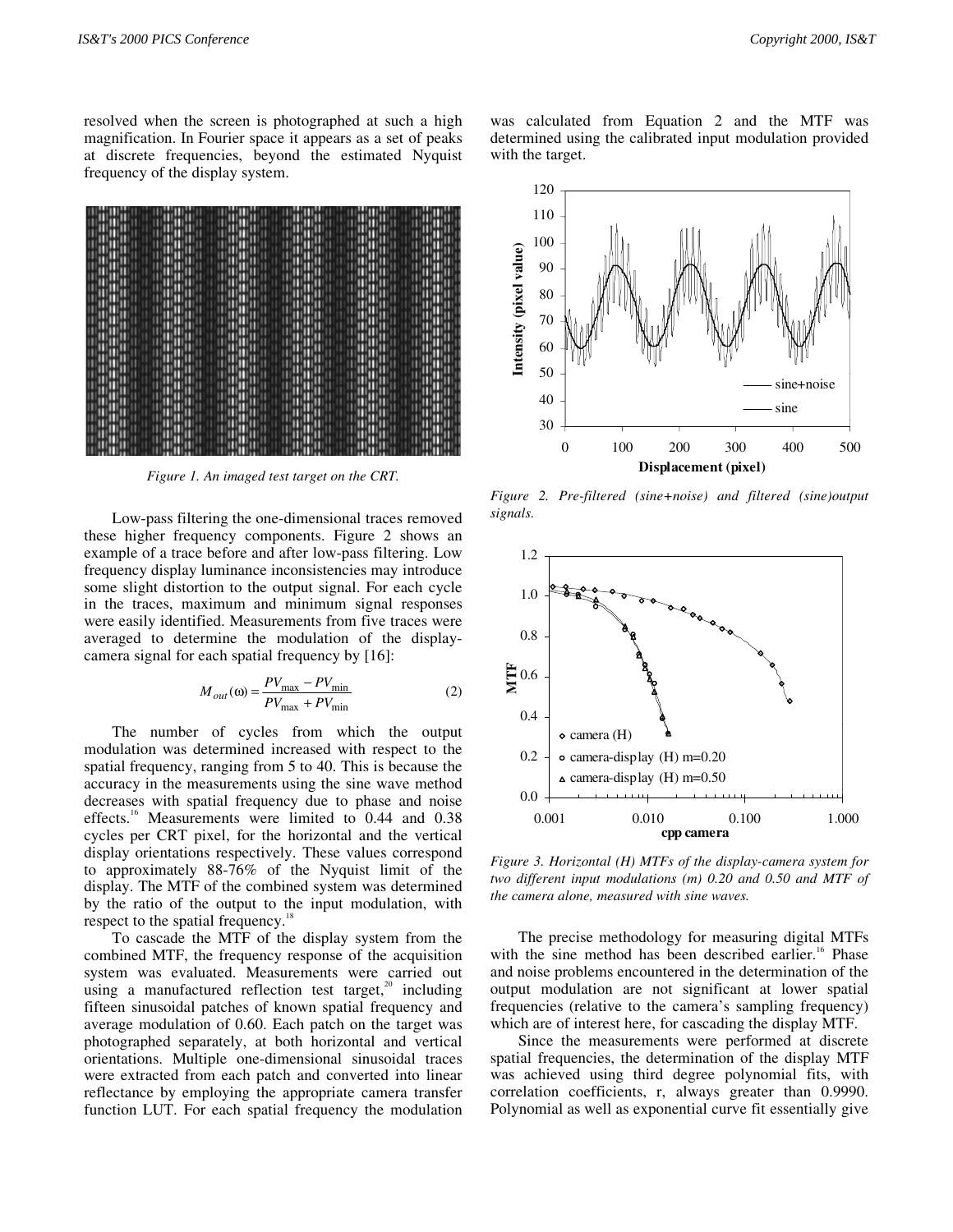resolved when the screen is photographed at such a high magnification. In Fourier space it appears as a set of peaks at discrete frequencies, beyond the estimated Nyquist frequency of the display system.

*Figure 1. An imaged test target on the CRT.*

Low-pass filtering the one-dimensional traces removed these higher frequency components. Figure 2 shows an example of a trace before and after low-pass filtering. Low frequency display luminance inconsistencies may introduce some slight distortion to the output signal. For each cycle in the traces, maximum and minimum signal responses were easily identified. Measurements from five traces were averaged to determine the modulation of the display-camera signal for each spatial frequency by [16]:

$$M_{out}(\omega) = \frac{PV_{\max} - PV_{\min}}{PV_{\max} + PV_{\min}} \quad (2)$$

The number of cycles from which the output modulation was determined increased with respect to the spatial frequency, ranging from 5 to 40. This is because the accuracy in the measurements using the sine wave method decreases with spatial frequency due to phase and noise effects.[16] Measurements were limited to 0.44 and 0.38 cycles per CRT pixel, for the horizontal and the vertical display orientations respectively. These values correspond to approximately 88-76% of the Nyquist limit of the display. The MTF of the combined system was determined by the ratio of the output to the input modulation, with respect to the spatial frequency.[18]

To cascade the MTF of the display system from the combined MTF, the frequency response of the acquisition system was evaluated. Measurements were carried out using a manufactured reflection test target,[20] including fifteen sinusoidal patches of known spatial frequency and average modulation of 0.60. Each patch on the target was photographed separately, at both horizontal and vertical orientations. Multiple one-dimensional sinusoidal traces were extracted from each patch and converted into linear reflectance by employing the appropriate camera transfer function LUT. For each spatial frequency the modulation was calculated from Equation 2 and the MTF was determined using the calibrated input modulation provided with the target.

*Figure 2. Pre-filtered (sine+noise) and filtered (sine)output signals.*

*Figure 3. Horizontal (H) MTFs of the display-camera system for two different input modulations (m) 0.20 and 0.50 and MTF of the camera alone, measured with sine waves.*

The precise methodology for measuring digital MTFs with the sine method has been described earlier.[16] Phase and noise problems encountered in the determination of the output modulation are not significant at lower spatial frequencies (relative to the camera's sampling frequency) which are of interest here, for cascading the display MTF.

Since the measurements were performed at discrete spatial frequencies, the determination of the display MTF was achieved using third degree polynomial fits, with correlation coefficients, r, always greater than 0.9990. Polynomial as well as exponential curve fit essentially give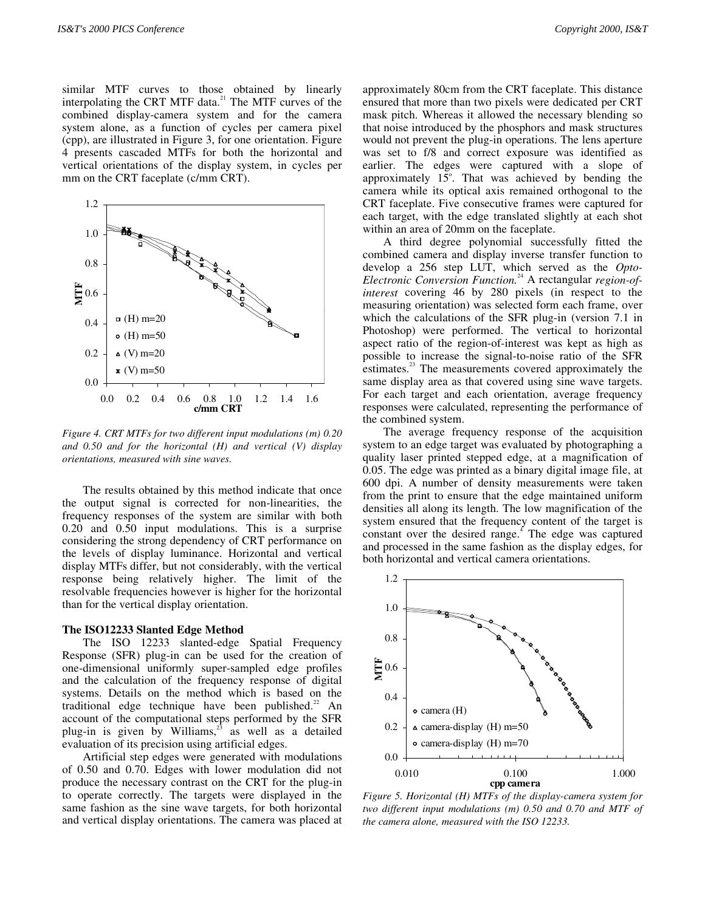similar MTF curves to those obtained by linearly interpolating the CRT MTF data.[21] The MTF curves of the combined display-camera system and for the camera system alone, as a function of cycles per camera pixel (cpp), are illustrated in Figure 3, for one orientation. Figure 4 presents cascaded MTFs for both the horizontal and vertical orientations of the display system, in cycles per mm on the CRT faceplate (c/mm CRT).

*Figure 4. CRT MTFs for two different input modulations (m) 0.20 and 0.50 and for the horizontal (H) and vertical (V) display orientations, measured with sine waves.*

The results obtained by this method indicate that once the output signal is corrected for non-linearities, the frequency responses of the system are similar with both 0.20 and 0.50 input modulations. This is a surprise considering the strong dependency of CRT performance on the levels of display luminance. Horizontal and vertical display MTFs differ, but not considerably, with the vertical response being relatively higher. The limit of the resolvable frequencies however is higher for the horizontal than for the vertical display orientation.

**The ISO12233 Slanted Edge Method**

The ISO 12233 slanted-edge Spatial Frequency Response (SFR) plug-in can be used for the creation of one-dimensional uniformly super-sampled edge profiles and the calculation of the frequency response of digital systems. Details on the method which is based on the traditional edge technique have been published.[22] An account of the computational steps performed by the SFR plug-in is given by Williams,[23] as well as a detailed evaluation of its precision using artificial edges.

Artificial step edges were generated with modulations of 0.50 and 0.70. Edges with lower modulation did not produce the necessary contrast on the CRT for the plug-in to operate correctly. The targets were displayed in the same fashion as the sine wave targets, for both horizontal and vertical display orientations. The camera was placed at approximately 80cm from the CRT faceplate. This distance ensured that more than two pixels were dedicated per CRT mask pitch. Whereas it allowed the necessary blending so that noise introduced by the phosphors and mask structures would not prevent the plug-in operations. The lens aperture was set to f/8 and correct exposure was identified as earlier. The edges were captured with a slope of approximately 15°. That was achieved by bending the camera while its optical axis remained orthogonal to the CRT faceplate. Five consecutive frames were captured for each target, with the edge translated slightly at each shot within an area of 20mm on the faceplate.

A third degree polynomial successfully fitted the combined camera and display inverse transfer function to develop a 256 step LUT, which served as the *Opto-Electronic Conversion Function.*[24] A rectangular *region-of-interest* covering 46 by 280 pixels (in respect to the measuring orientation) was selected form each frame, over which the calculations of the SFR plug-in (version 7.1 in Photoshop) were performed. The vertical to horizontal aspect ratio of the region-of-interest was kept as high as possible to increase the signal-to-noise ratio of the SFR estimates.[23] The measurements covered approximately the same display area as that covered using sine wave targets. For each target and each orientation, average frequency responses were calculated, representing the performance of the combined system.

The average frequency response of the acquisition system to an edge target was evaluated by photographing a quality laser printed stepped edge, at a magnification of 0.05. The edge was printed as a binary digital image file, at 600 dpi. A number of density measurements were taken from the print to ensure that the edge maintained uniform densities all along its length. The low magnification of the system ensured that the frequency content of the target is constant over the desired range.[4] The edge was captured and processed in the same fashion as the display edges, for both horizontal and vertical camera orientations.

*Figure 5. Horizontal (H) MTFs of the display-camera system for two different input modulations (m) 0.50 and 0.70 and MTF of the camera alone, measured with the ISO 12233.*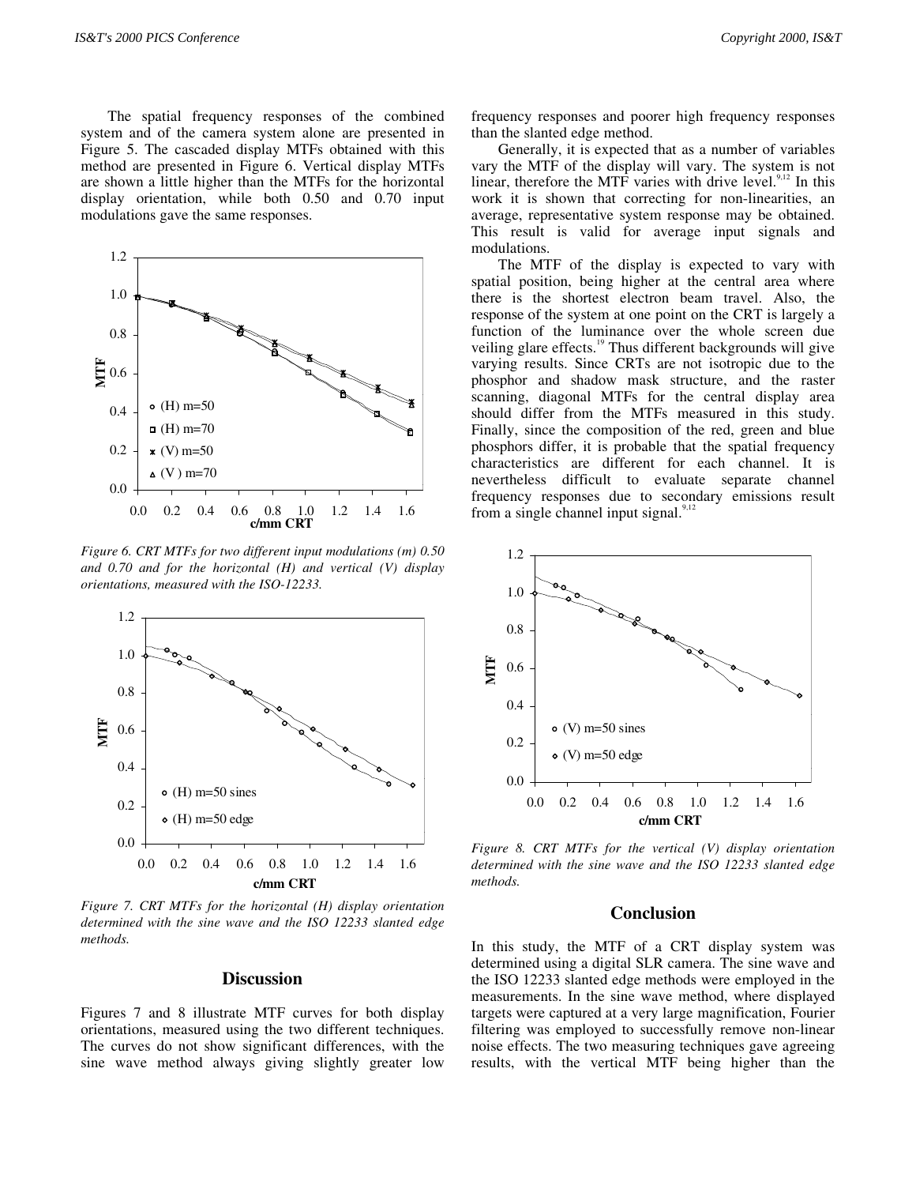The spatial frequency responses of the combined system and of the camera system alone are presented in Figure 5. The cascaded display MTFs obtained with this method are presented in Figure 6. Vertical display MTFs are shown a little higher than the MTFs for the horizontal display orientation, while both 0.50 and 0.70 input modulations gave the same responses.

*Figure 6. CRT MTFs for two different input modulations (m) 0.50 and 0.70 and for the horizontal (H) and vertical (V) display orientations, measured with the ISO-12233.*

*Figure 7. CRT MTFs for the horizontal (H) display orientation determined with the sine wave and the ISO 12233 slanted edge methods.*

## Discussion

Figures 7 and 8 illustrate MTF curves for both display orientations, measured using the two different techniques. The curves do not show significant differences, with the sine wave method always giving slightly greater low frequency responses and poorer high frequency responses than the slanted edge method.

Generally, it is expected that as a number of variables vary the MTF of the display will vary. The system is not linear, therefore the MTF varies with drive level.[9,12] In this work it is shown that correcting for non-linearities, an average, representative system response may be obtained. This result is valid for average input signals and modulations.

The MTF of the display is expected to vary with spatial position, being higher at the central area where there is the shortest electron beam travel. Also, the response of the system at one point on the CRT is largely a function of the luminance over the whole screen due veiling glare effects.[19] Thus different backgrounds will give varying results. Since CRTs are not isotropic due to the phosphor and shadow mask structure, and the raster scanning, diagonal MTFs for the central display area should differ from the MTFs measured in this study. Finally, since the composition of the red, green and blue phosphors differ, it is probable that the spatial frequency characteristics are different for each channel. It is nevertheless difficult to evaluate separate channel frequency responses due to secondary emissions result from a single channel input signal.[9,12]

*Figure 8. CRT MTFs for the vertical (V) display orientation determined with the sine wave and the ISO 12233 slanted edge methods.*

## Conclusion

In this study, the MTF of a CRT display system was determined using a digital SLR camera. The sine wave and the ISO 12233 slanted edge methods were employed in the measurements. In the sine wave method, where displayed targets were captured at a very large magnification, Fourier filtering was employed to successfully remove non-linear noise effects. The two measuring techniques gave agreeing results, with the vertical MTF being higher than the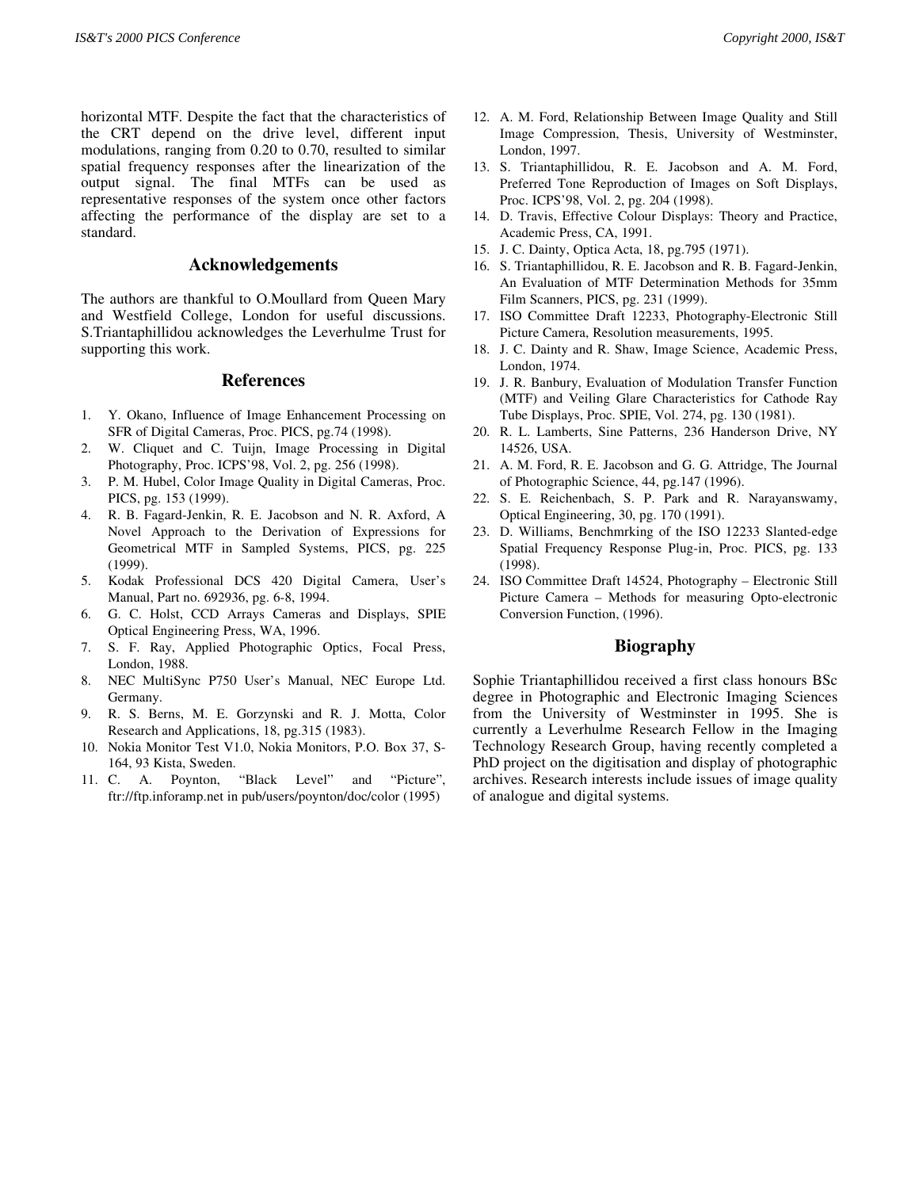horizontal MTF. Despite the fact that the characteristics of the CRT depend on the drive level, different input modulations, ranging from 0.20 to 0.70, resulted to similar spatial frequency responses after the linearization of the output signal. The final MTFs can be used as representative responses of the system once other factors affecting the performance of the display are set to a standard.

## Acknowledgements

The authors are thankful to O.Moullard from Queen Mary and Westfield College, London for useful discussions. S.Triantaphillidou acknowledges the Leverhulme Trust for supporting this work.

## References

1. Y. Okano, Influence of Image Enhancement Processing on SFR of Digital Cameras, Proc. PICS, pg.74 (1998).
2. W. Cliquet and C. Tuijn, Image Processing in Digital Photography, Proc. ICPS'98, Vol. 2, pg. 256 (1998).
3. P. M. Hubel, Color Image Quality in Digital Cameras, Proc. PICS, pg. 153 (1999).
4. R. B. Fagard-Jenkin, R. E. Jacobson and N. R. Axford, A Novel Approach to the Derivation of Expressions for Geometrical MTF in Sampled Systems, PICS, pg. 225 (1999).
5. Kodak Professional DCS 420 Digital Camera, User's Manual, Part no. 692936, pg. 6-8, 1994.
6. G. C. Holst, CCD Arrays Cameras and Displays, SPIE Optical Engineering Press, WA, 1996.
7. S. F. Ray, Applied Photographic Optics, Focal Press, London, 1988.
8. NEC MultiSync P750 User's Manual, NEC Europe Ltd. Germany.
9. R. S. Berns, M. E. Gorzynski and R. J. Motta, Color Research and Applications, 18, pg.315 (1983).
10. Nokia Monitor Test V1.0, Nokia Monitors, P.O. Box 37, S-164, 93 Kista, Sweden.
11. C. A. Poynton, "Black Level" and "Picture", ftr://ftp.inforamp.net in pub/users/poynton/doc/color (1995)
12. A. M. Ford, Relationship Between Image Quality and Still Image Compression, Thesis, University of Westminster, London, 1997.
13. S. Triantaphillidou, R. E. Jacobson and A. M. Ford, Preferred Tone Reproduction of Images on Soft Displays, Proc. ICPS'98, Vol. 2, pg. 204 (1998).
14. D. Travis, Effective Colour Displays: Theory and Practice, Academic Press, CA, 1991.
15. J. C. Dainty, Optica Acta, 18, pg.795 (1971).
16. S. Triantaphillidou, R. E. Jacobson and R. B. Fagard-Jenkin, An Evaluation of MTF Determination Methods for 35mm Film Scanners, PICS, pg. 231 (1999).
17. ISO Committee Draft 12233, Photography-Electronic Still Picture Camera, Resolution measurements, 1995.
18. J. C. Dainty and R. Shaw, Image Science, Academic Press, London, 1974.
19. J. R. Banbury, Evaluation of Modulation Transfer Function (MTF) and Veiling Glare Characteristics for Cathode Ray Tube Displays, Proc. SPIE, Vol. 274, pg. 130 (1981).
20. R. L. Lamberts, Sine Patterns, 236 Handerson Drive, NY 14526, USA.
21. A. M. Ford, R. E. Jacobson and G. G. Attridge, The Journal of Photographic Science, 44, pg.147 (1996).
22. S. E. Reichenbach, S. P. Park and R. Narayanswamy, Optical Engineering, 30, pg. 170 (1991).
23. D. Williams, Benchmrking of the ISO 12233 Slanted-edge Spatial Frequency Response Plug-in, Proc. PICS, pg. 133 (1998).
24. ISO Committee Draft 14524, Photography – Electronic Still Picture Camera – Methods for measuring Opto-electronic Conversion Function, (1996).

## Biography

Sophie Triantaphillidou received a first class honours BSc degree in Photographic and Electronic Imaging Sciences from the University of Westminster in 1995. She is currently a Leverhulme Research Fellow in the Imaging Technology Research Group, having recently completed a PhD project on the digitisation and display of photographic archives. Research interests include issues of image quality of analogue and digital systems.